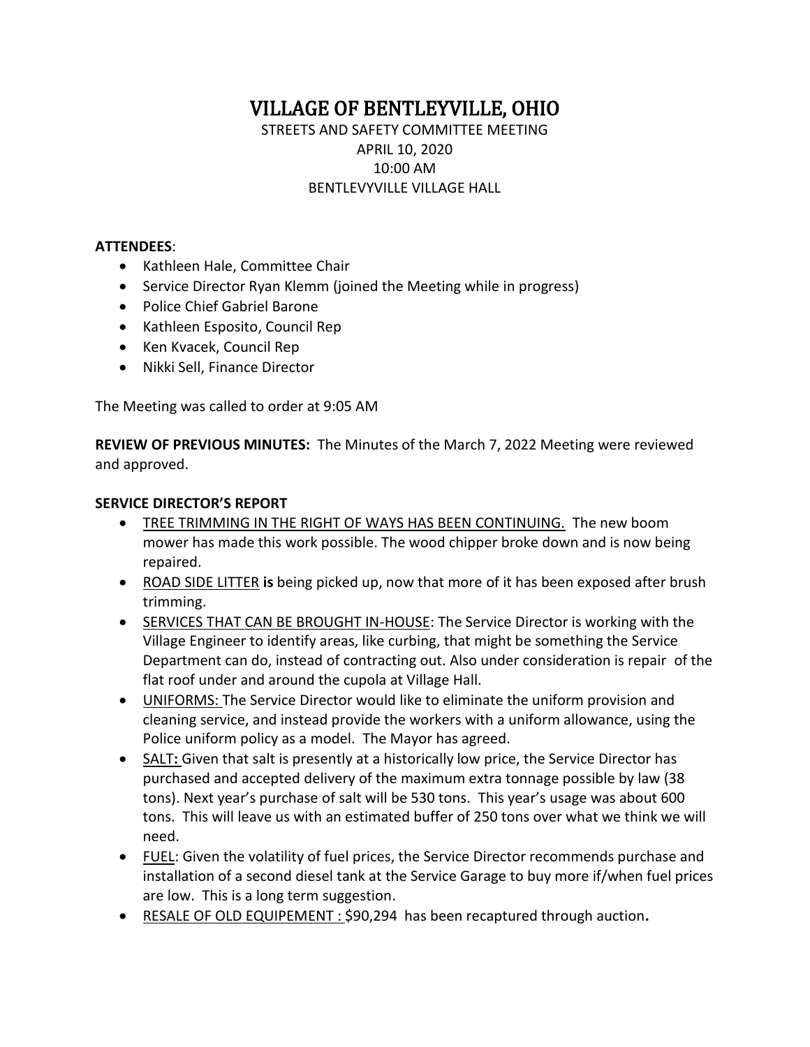# VILLAGE OF BENTLEYVILLE, OHIO

STREETS AND SAFETY COMMITTEE MEETING
APRIL 10, 2020
10:00 AM
BENTLEVYVILLE VILLAGE HALL

**ATTENDEES**:

- Kathleen Hale, Committee Chair
- Service Director Ryan Klemm (joined the Meeting while in progress)
- Police Chief Gabriel Barone
- Kathleen Esposito, Council Rep
- Ken Kvacek, Council Rep
- Nikki Sell, Finance Director

The Meeting was called to order at 9:05 AM

**REVIEW OF PREVIOUS MINUTES:** The Minutes of the March 7, 2022 Meeting were reviewed and approved.

**SERVICE DIRECTOR'S REPORT**

- <u>TREE TRIMMING IN THE RIGHT OF WAYS HAS BEEN CONTINUING.</u> The new boom mower has made this work possible. The wood chipper broke down and is now being repaired.
- <u>ROAD SIDE LITTER</u> **is** being picked up, now that more of it has been exposed after brush trimming.
- <u>SERVICES THAT CAN BE BROUGHT IN-HOUSE</u>: The Service Director is working with the Village Engineer to identify areas, like curbing, that might be something the Service Department can do, instead of contracting out. Also under consideration is repair of the flat roof under and around the cupola at Village Hall.
- <u>UNIFORMS:</u> The Service Director would like to eliminate the uniform provision and cleaning service, and instead provide the workers with a uniform allowance, using the Police uniform policy as a model. The Mayor has agreed.
- <u>SALT</u>**:** Given that salt is presently at a historically low price, the Service Director has purchased and accepted delivery of the maximum extra tonnage possible by law (38 tons). Next year's purchase of salt will be 530 tons. This year's usage was about 600 tons. This will leave us with an estimated buffer of 250 tons over what we think we will need.
- <u>FUEL</u>: Given the volatility of fuel prices, the Service Director recommends purchase and installation of a second diesel tank at the Service Garage to buy more if/when fuel prices are low. This is a long term suggestion.
- <u>RESALE OF OLD EQUIPEMENT :</u> $90,294 has been recaptured through auction**.**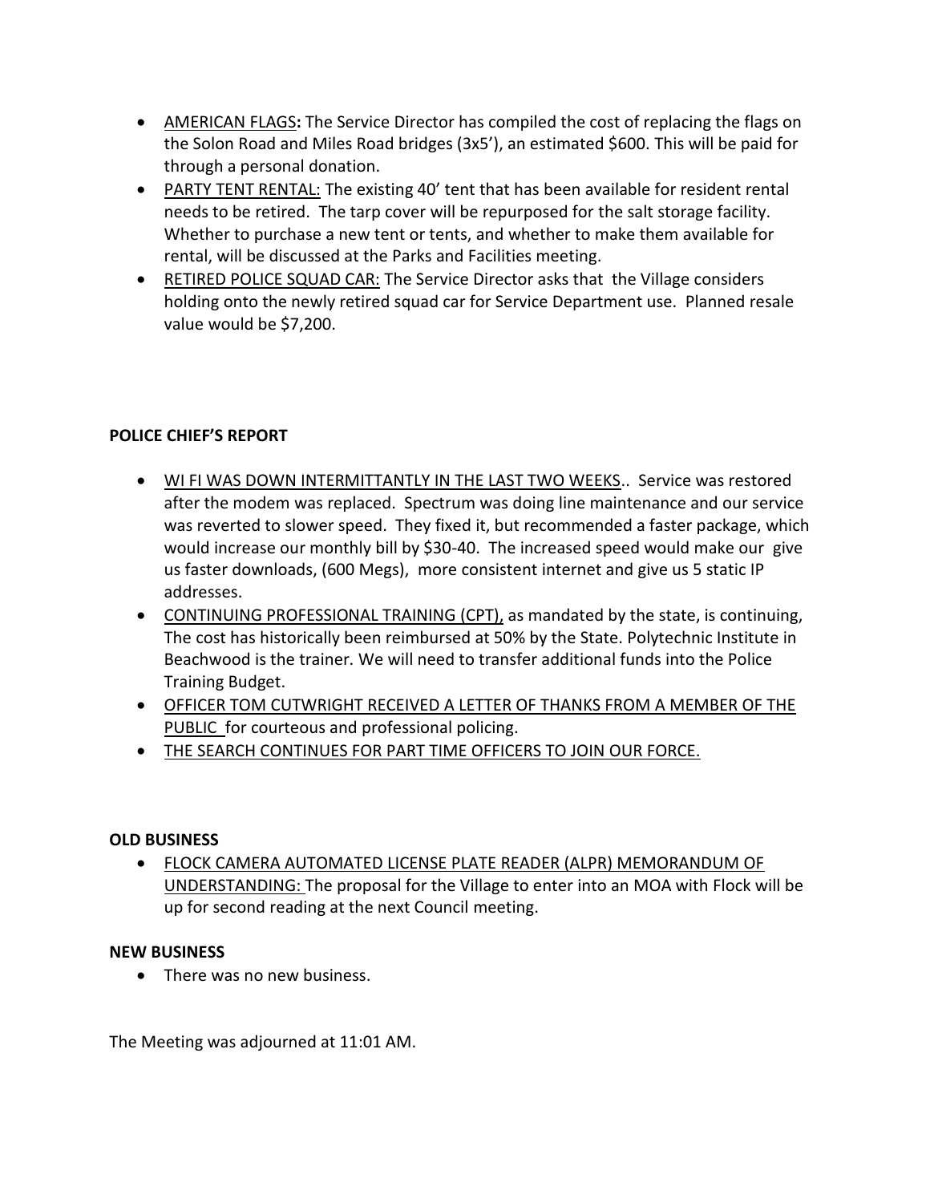- AMERICAN FLAGS**:** The Service Director has compiled the cost of replacing the flags on the Solon Road and Miles Road bridges (3x5'), an estimated $600. This will be paid for through a personal donation.
- PARTY TENT RENTAL: The existing 40' tent that has been available for resident rental needs to be retired. The tarp cover will be repurposed for the salt storage facility. Whether to purchase a new tent or tents, and whether to make them available for rental, will be discussed at the Parks and Facilities meeting.
- RETIRED POLICE SQUAD CAR: The Service Director asks that the Village considers holding onto the newly retired squad car for Service Department use. Planned resale value would be $7,200.

**POLICE CHIEF'S REPORT**

- WI FI WAS DOWN INTERMITTANTLY IN THE LAST TWO WEEKS.. Service was restored after the modem was replaced. Spectrum was doing line maintenance and our service was reverted to slower speed. They fixed it, but recommended a faster package, which would increase our monthly bill by $30-40. The increased speed would make our give us faster downloads, (600 Megs), more consistent internet and give us 5 static IP addresses.
- CONTINUING PROFESSIONAL TRAINING (CPT), as mandated by the state, is continuing, The cost has historically been reimbursed at 50% by the State. Polytechnic Institute in Beachwood is the trainer. We will need to transfer additional funds into the Police Training Budget.
- OFFICER TOM CUTWRIGHT RECEIVED A LETTER OF THANKS FROM A MEMBER OF THE PUBLIC for courteous and professional policing.
- THE SEARCH CONTINUES FOR PART TIME OFFICERS TO JOIN OUR FORCE.

**OLD BUSINESS**

- FLOCK CAMERA AUTOMATED LICENSE PLATE READER (ALPR) MEMORANDUM OF UNDERSTANDING: The proposal for the Village to enter into an MOA with Flock will be up for second reading at the next Council meeting.

**NEW BUSINESS**

- There was no new business.

The Meeting was adjourned at 11:01 AM.